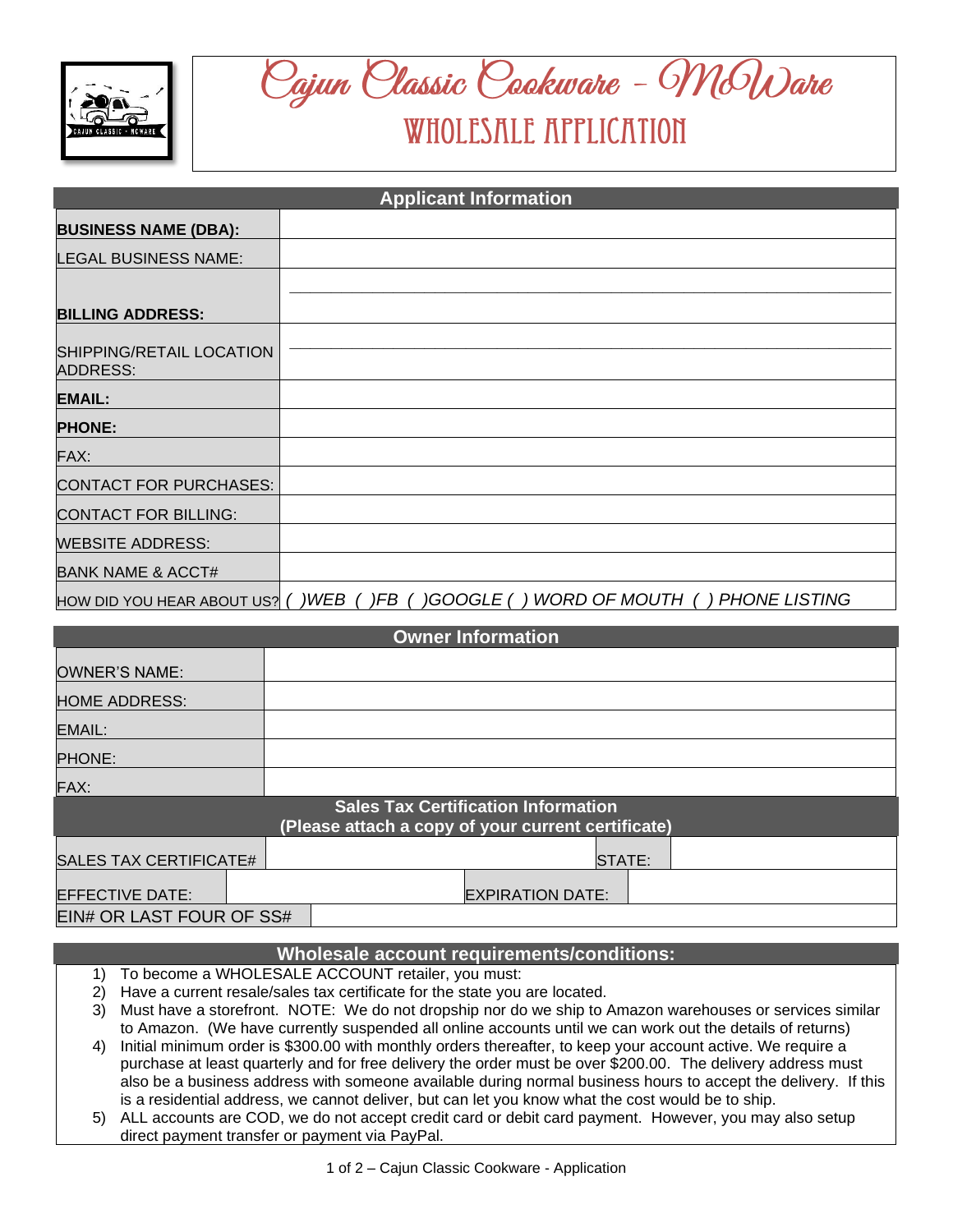# Cajun Classic Cookware – McWare

## WHOLESALE APPLICATION

| Applicant Information | |
|---|---|
| **BUSINESS NAME (DBA):** | |
| LEGAL BUSINESS NAME: | |
| **BILLING ADDRESS:** | |
| SHIPPING/RETAIL LOCATION ADDRESS: | |
| **EMAIL:** | |
| **PHONE:** | |
| FAX: | |
| CONTACT FOR PURCHASES: | |
| CONTACT FOR BILLING: | |
| WEBSITE ADDRESS: | |
| BANK NAME & ACCT# | |
| HOW DID YOU HEAR ABOUT US? | *( )WEB ( )FB ( )GOOGLE ( ) WORD OF MOUTH ( ) PHONE LISTING* |

| Owner Information | |
|---|---|
| OWNER'S NAME: | |
| HOME ADDRESS: | |
| EMAIL: | |
| PHONE: | |
| FAX: | |

| Sales Tax Certification Information (Please attach a copy of your current certificate) | | | |
|---|---|---|---|
| SALES TAX CERTIFICATE# | | STATE: | |
| EFFECTIVE DATE: | | EXPIRATION DATE: | |
| EIN# OR LAST FOUR OF SS# | | | |

**Wholesale account requirements/conditions:**

1) To become a WHOLESALE ACCOUNT retailer, you must:
2) Have a current resale/sales tax certificate for the state you are located.
3) Must have a storefront. NOTE: We do not dropship nor do we ship to Amazon warehouses or services similar to Amazon. (We have currently suspended all online accounts until we can work out the details of returns)
4) Initial minimum order is $300.00 with monthly orders thereafter, to keep your account active. We require a purchase at least quarterly and for free delivery the order must be over $200.00. The delivery address must also be a business address with someone available during normal business hours to accept the delivery. If this is a residential address, we cannot deliver, but can let you know what the cost would be to ship.
5) ALL accounts are COD, we do not accept credit card or debit card payment. However, you may also setup direct payment transfer or payment via PayPal.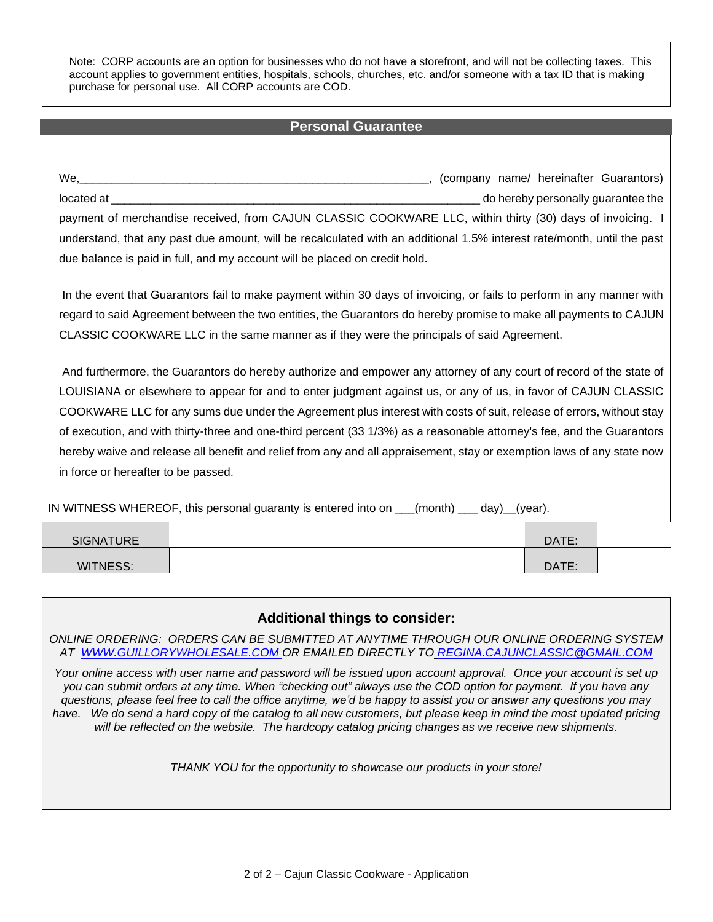Note: CORP accounts are an option for businesses who do not have a storefront, and will not be collecting taxes. This account applies to government entities, hospitals, schools, churches, etc. and/or someone with a tax ID that is making purchase for personal use. All CORP accounts are COD.

## Personal Guarantee

We,________________________________________________________, (company name/ hereinafter Guarantors) located at ___________________________________________________________ do hereby personally guarantee the payment of merchandise received, from CAJUN CLASSIC COOKWARE LLC, within thirty (30) days of invoicing. I understand, that any past due amount, will be recalculated with an additional 1.5% interest rate/month, until the past due balance is paid in full, and my account will be placed on credit hold.

In the event that Guarantors fail to make payment within 30 days of invoicing, or fails to perform in any manner with regard to said Agreement between the two entities, the Guarantors do hereby promise to make all payments to CAJUN CLASSIC COOKWARE LLC in the same manner as if they were the principals of said Agreement.

And furthermore, the Guarantors do hereby authorize and empower any attorney of any court of record of the state of LOUISIANA or elsewhere to appear for and to enter judgment against us, or any of us, in favor of CAJUN CLASSIC COOKWARE LLC for any sums due under the Agreement plus interest with costs of suit, release of errors, without stay of execution, and with thirty-three and one-third percent (33 1/3%) as a reasonable attorney's fee, and the Guarantors hereby waive and release all benefit and relief from any and all appraisement, stay or exemption laws of any state now in force or hereafter to be passed.

IN WITNESS WHEREOF, this personal guaranty is entered into on ___(month) ___ day)__(year).

| | | | |
|---|---|---|---|
| SIGNATURE | | DATE: | |
| WITNESS: | | DATE: | |

### Additional things to consider:

*ONLINE ORDERING: ORDERS CAN BE SUBMITTED AT ANYTIME THROUGH OUR ONLINE ORDERING SYSTEM AT WWW.GUILLORYWHOLESALE.COM OR EMAILED DIRECTLY TO REGINA.CAJUNCLASSIC@GMAIL.COM*

*Your online access with user name and password will be issued upon account approval. Once your account is set up you can submit orders at any time. When "checking out" always use the COD option for payment. If you have any questions, please feel free to call the office anytime, we'd be happy to assist you or answer any questions you may have. We do send a hard copy of the catalog to all new customers, but please keep in mind the most updated pricing will be reflected on the website. The hardcopy catalog pricing changes as we receive new shipments.*

*THANK YOU for the opportunity to showcase our products in your store!*